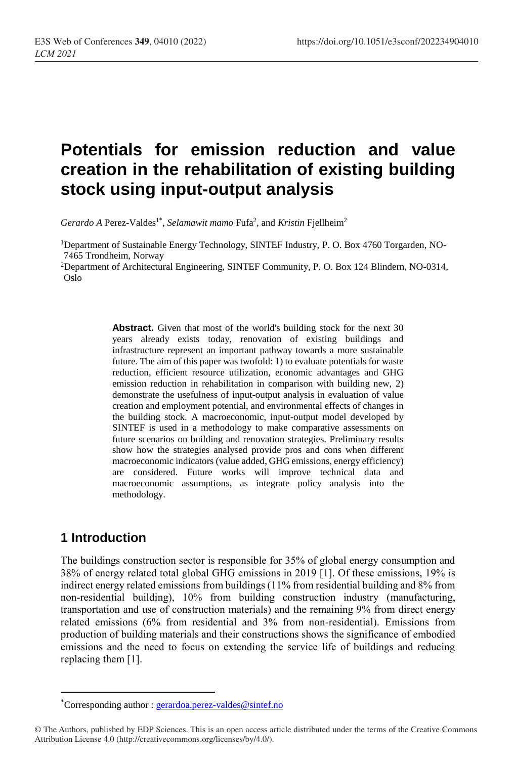# Potentials for emission reduction and value creation in the rehabilitation of existing building stock using input-output analysis

*Gerardo A* Perez-Valdes[1*], *Selamawit mamo* Fufa[2], and *Kristin* Fjellheim[2]

[1]Department of Sustainable Energy Technology, SINTEF Industry, P. O. Box 4760 Torgarden, NO-7465 Trondheim, Norway

[2]Department of Architectural Engineering, SINTEF Community, P. O. Box 124 Blindern, NO-0314, Oslo

**Abstract.** Given that most of the world's building stock for the next 30 years already exists today, renovation of existing buildings and infrastructure represent an important pathway towards a more sustainable future. The aim of this paper was twofold: 1) to evaluate potentials for waste reduction, efficient resource utilization, economic advantages and GHG emission reduction in rehabilitation in comparison with building new, 2) demonstrate the usefulness of input-output analysis in evaluation of value creation and employment potential, and environmental effects of changes in the building stock. A macroeconomic, input-output model developed by SINTEF is used in a methodology to make comparative assessments on future scenarios on building and renovation strategies. Preliminary results show how the strategies analysed provide pros and cons when different macroeconomic indicators (value added, GHG emissions, energy efficiency) are considered. Future works will improve technical data and macroeconomic assumptions, as integrate policy analysis into the methodology.

## 1 Introduction

The buildings construction sector is responsible for 35% of global energy consumption and 38% of energy related total global GHG emissions in 2019 [1]. Of these emissions, 19% is indirect energy related emissions from buildings (11% from residential building and 8% from non-residential building), 10% from building construction industry (manufacturing, transportation and use of construction materials) and the remaining 9% from direct energy related emissions (6% from residential and 3% from non-residential). Emissions from production of building materials and their constructions shows the significance of embodied emissions and the need to focus on extending the service life of buildings and reducing replacing them [1].

---

*Corresponding author : gerardoa.perez-valdes@sintef.no

© The Authors, published by EDP Sciences. This is an open access article distributed under the terms of the Creative Commons Attribution License 4.0 (http://creativecommons.org/licenses/by/4.0/).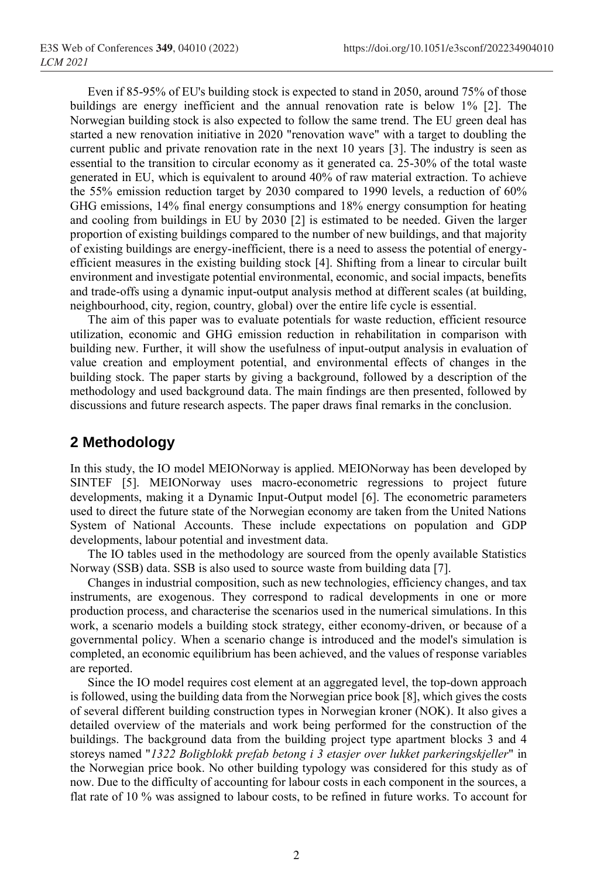Even if 85-95% of EU's building stock is expected to stand in 2050, around 75% of those buildings are energy inefficient and the annual renovation rate is below 1% [2]. The Norwegian building stock is also expected to follow the same trend. The EU green deal has started a new renovation initiative in 2020 "renovation wave" with a target to doubling the current public and private renovation rate in the next 10 years [3]. The industry is seen as essential to the transition to circular economy as it generated ca. 25-30% of the total waste generated in EU, which is equivalent to around 40% of raw material extraction. To achieve the 55% emission reduction target by 2030 compared to 1990 levels, a reduction of 60% GHG emissions, 14% final energy consumptions and 18% energy consumption for heating and cooling from buildings in EU by 2030 [2] is estimated to be needed. Given the larger proportion of existing buildings compared to the number of new buildings, and that majority of existing buildings are energy-inefficient, there is a need to assess the potential of energy-efficient measures in the existing building stock [4]. Shifting from a linear to circular built environment and investigate potential environmental, economic, and social impacts, benefits and trade-offs using a dynamic input-output analysis method at different scales (at building, neighbourhood, city, region, country, global) over the entire life cycle is essential.

The aim of this paper was to evaluate potentials for waste reduction, efficient resource utilization, economic and GHG emission reduction in rehabilitation in comparison with building new. Further, it will show the usefulness of input-output analysis in evaluation of value creation and employment potential, and environmental effects of changes in the building stock. The paper starts by giving a background, followed by a description of the methodology and used background data. The main findings are then presented, followed by discussions and future research aspects. The paper draws final remarks in the conclusion.

## 2 Methodology

In this study, the IO model MEIONorway is applied. MEIONorway has been developed by SINTEF [5]. MEIONorway uses macro-econometric regressions to project future developments, making it a Dynamic Input-Output model [6]. The econometric parameters used to direct the future state of the Norwegian economy are taken from the United Nations System of National Accounts. These include expectations on population and GDP developments, labour potential and investment data.

The IO tables used in the methodology are sourced from the openly available Statistics Norway (SSB) data. SSB is also used to source waste from building data [7].

Changes in industrial composition, such as new technologies, efficiency changes, and tax instruments, are exogenous. They correspond to radical developments in one or more production process, and characterise the scenarios used in the numerical simulations. In this work, a scenario models a building stock strategy, either economy-driven, or because of a governmental policy. When a scenario change is introduced and the model's simulation is completed, an economic equilibrium has been achieved, and the values of response variables are reported.

Since the IO model requires cost element at an aggregated level, the top-down approach is followed, using the building data from the Norwegian price book [8], which gives the costs of several different building construction types in Norwegian kroner (NOK). It also gives a detailed overview of the materials and work being performed for the construction of the buildings. The background data from the building project type apartment blocks 3 and 4 storeys named "*1322 Boligblokk prefab betong i 3 etasjer over lukket parkeringskjeller*" in the Norwegian price book. No other building typology was considered for this study as of now. Due to the difficulty of accounting for labour costs in each component in the sources, a flat rate of 10 % was assigned to labour costs, to be refined in future works. To account for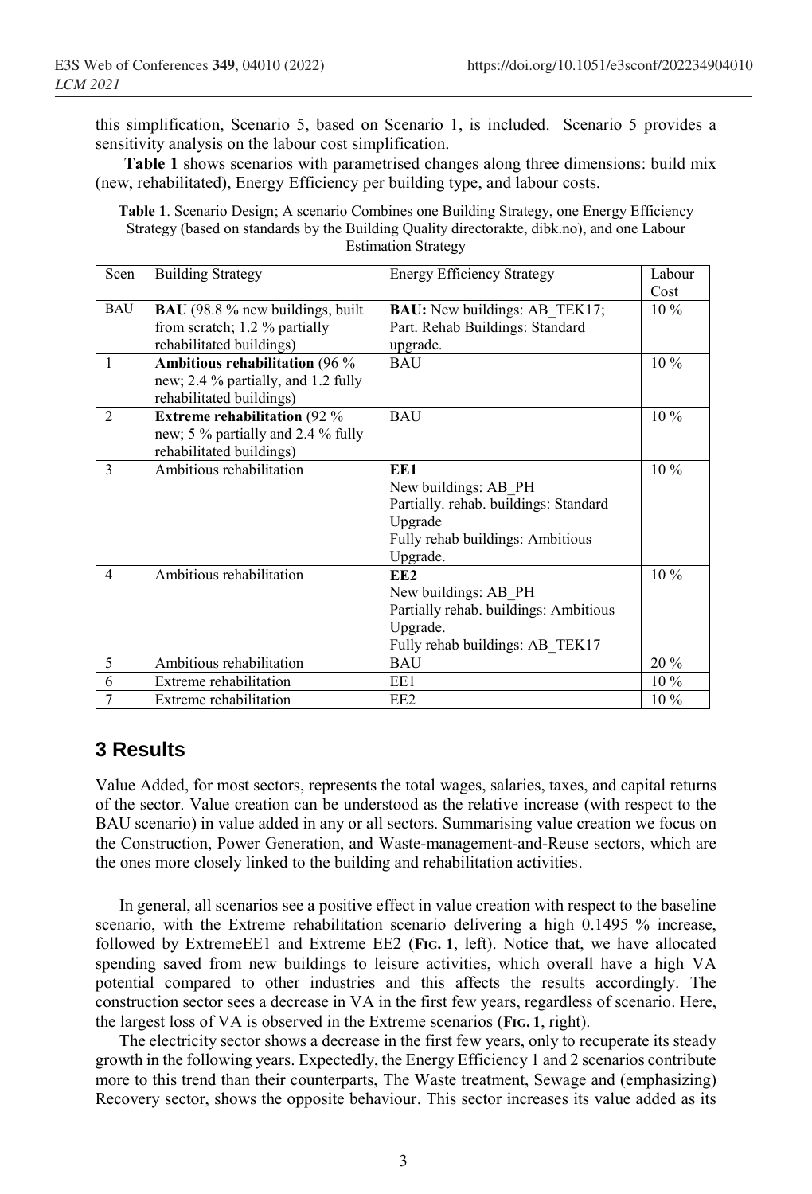this simplification, Scenario 5, based on Scenario 1, is included. Scenario 5 provides a sensitivity analysis on the labour cost simplification.

**Table 1** shows scenarios with parametrised changes along three dimensions: build mix (new, rehabilitated), Energy Efficiency per building type, and labour costs.

**Table 1**. Scenario Design; A scenario Combines one Building Strategy, one Energy Efficiency Strategy (based on standards by the Building Quality directorakte, dibk.no), and one Labour Estimation Strategy

| Scen | Building Strategy | Energy Efficiency Strategy | Labour Cost |
|---|---|---|---|
| BAU | **BAU** (98.8 % new buildings, built from scratch; 1.2 % partially rehabilitated buildings) | **BAU:** New buildings: AB_TEK17; Part. Rehab Buildings: Standard upgrade. | 10 % |
| 1 | **Ambitious rehabilitation** (96 % new; 2.4 % partially, and 1.2 fully rehabilitated buildings) | BAU | 10 % |
| 2 | **Extreme rehabilitation** (92 % new; 5 % partially and 2.4 % fully rehabilitated buildings) | BAU | 10 % |
| 3 | Ambitious rehabilitation | **EE1** New buildings: AB_PH Partially. rehab. buildings: Standard Upgrade Fully rehab buildings: Ambitious Upgrade. | 10 % |
| 4 | Ambitious rehabilitation | **EE2** New buildings: AB_PH Partially rehab. buildings: Ambitious Upgrade. Fully rehab buildings: AB_TEK17 | 10 % |
| 5 | Ambitious rehabilitation | BAU | 20 % |
| 6 | Extreme rehabilitation | EE1 | 10 % |
| 7 | Extreme rehabilitation | EE2 | 10 % |

## 3 Results

Value Added, for most sectors, represents the total wages, salaries, taxes, and capital returns of the sector. Value creation can be understood as the relative increase (with respect to the BAU scenario) in value added in any or all sectors. Summarising value creation we focus on the Construction, Power Generation, and Waste-management-and-Reuse sectors, which are the ones more closely linked to the building and rehabilitation activities.

In general, all scenarios see a positive effect in value creation with respect to the baseline scenario, with the Extreme rehabilitation scenario delivering a high 0.1495 % increase, followed by ExtremeEE1 and Extreme EE2 (**Fig. 1**, left). Notice that, we have allocated spending saved from new buildings to leisure activities, which overall have a high VA potential compared to other industries and this affects the results accordingly. The construction sector sees a decrease in VA in the first few years, regardless of scenario. Here, the largest loss of VA is observed in the Extreme scenarios (**Fig. 1**, right).

The electricity sector shows a decrease in the first few years, only to recuperate its steady growth in the following years. Expectedly, the Energy Efficiency 1 and 2 scenarios contribute more to this trend than their counterparts, The Waste treatment, Sewage and (emphasizing) Recovery sector, shows the opposite behaviour. This sector increases its value added as its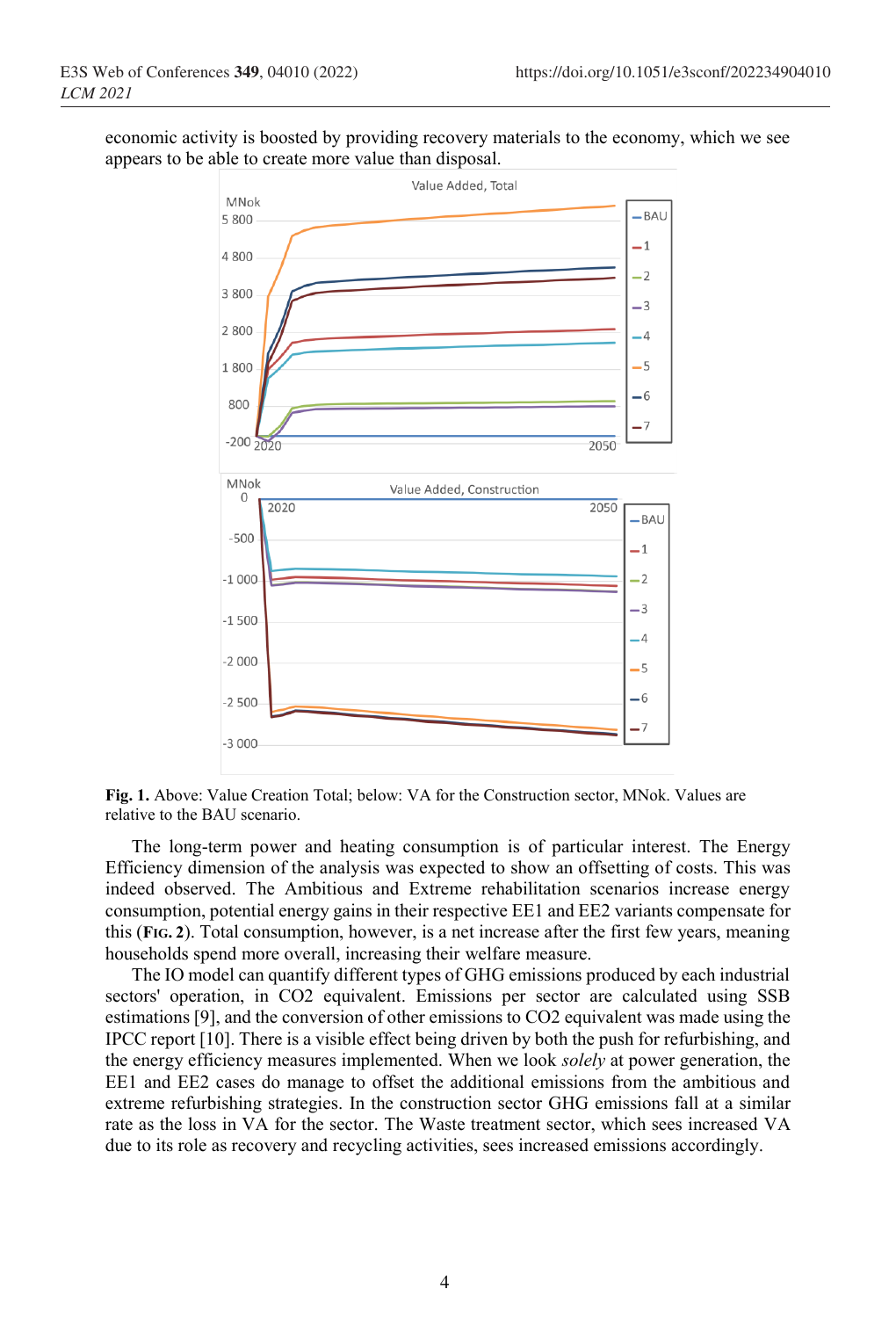economic activity is boosted by providing recovery materials to the economy, which we see appears to be able to create more value than disposal.

Value Added, Total

MNok

5 800

4 800

3 800

2 800

1 800

800

-200

2020

2050

BAU
1
2
3
4
5
6
7

MNok

Value Added, Construction

0

2020

2050

-500

-1 000

-1 500

-2 000

-2 500

-3 000

BAU
1
2
3
4
5
6
7

**Fig. 1.** Above: Value Creation Total; below: VA for the Construction sector, MNok. Values are relative to the BAU scenario.

The long-term power and heating consumption is of particular interest. The Energy Efficiency dimension of the analysis was expected to show an offsetting of costs. This was indeed observed. The Ambitious and Extreme rehabilitation scenarios increase energy consumption, potential energy gains in their respective EE1 and EE2 variants compensate for this (**Fig. 2**). Total consumption, however, is a net increase after the first few years, meaning households spend more overall, increasing their welfare measure.

The IO model can quantify different types of GHG emissions produced by each industrial sectors' operation, in CO2 equivalent. Emissions per sector are calculated using SSB estimations [9], and the conversion of other emissions to CO2 equivalent was made using the IPCC report [10]. There is a visible effect being driven by both the push for refurbishing, and the energy efficiency measures implemented. When we look *solely* at power generation, the EE1 and EE2 cases do manage to offset the additional emissions from the ambitious and extreme refurbishing strategies. In the construction sector GHG emissions fall at a similar rate as the loss in VA for the sector. The Waste treatment sector, which sees increased VA due to its role as recovery and recycling activities, sees increased emissions accordingly.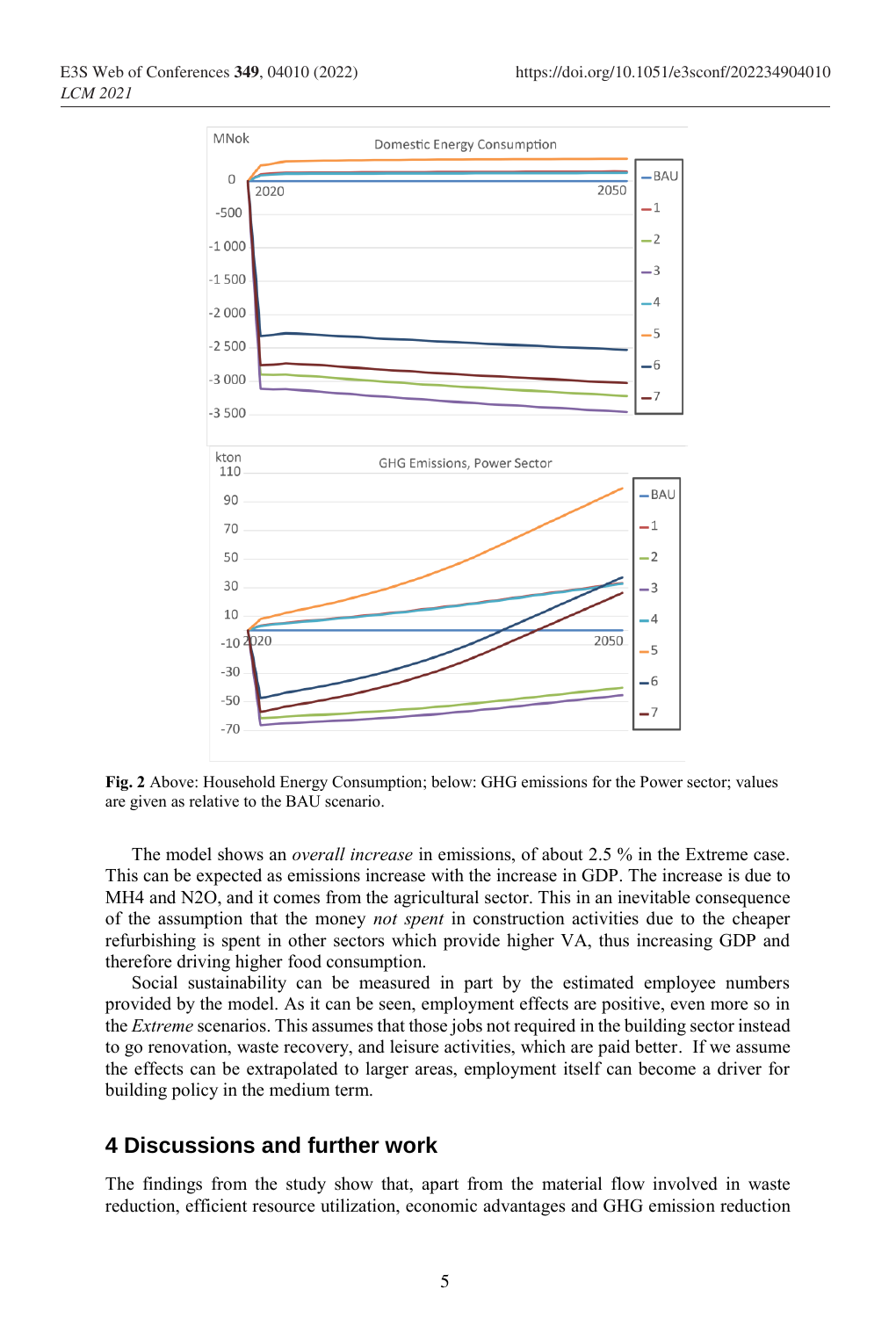MNok

Domestic Energy Consumption

0
-500
-1 000
-1 500
-2 000
-2 500
-3 000
-3 500

2020
2050

BAU
1
2
3
4
5
6
7

kton

GHG Emissions, Power Sector

110
90
70
50
30
10
-10
-30
-50
-70

2020
2050

BAU
1
2
3
4
5
6
7

**Fig. 2** Above: Household Energy Consumption; below: GHG emissions for the Power sector; values are given as relative to the BAU scenario.

The model shows an *overall increase* in emissions, of about 2.5 % in the Extreme case. This can be expected as emissions increase with the increase in GDP. The increase is due to MH4 and N2O, and it comes from the agricultural sector. This in an inevitable consequence of the assumption that the money *not spent* in construction activities due to the cheaper refurbishing is spent in other sectors which provide higher VA, thus increasing GDP and therefore driving higher food consumption.

Social sustainability can be measured in part by the estimated employee numbers provided by the model. As it can be seen, employment effects are positive, even more so in the *Extreme* scenarios. This assumes that those jobs not required in the building sector instead to go renovation, waste recovery, and leisure activities, which are paid better. If we assume the effects can be extrapolated to larger areas, employment itself can become a driver for building policy in the medium term.

## 4 Discussions and further work

The findings from the study show that, apart from the material flow involved in waste reduction, efficient resource utilization, economic advantages and GHG emission reduction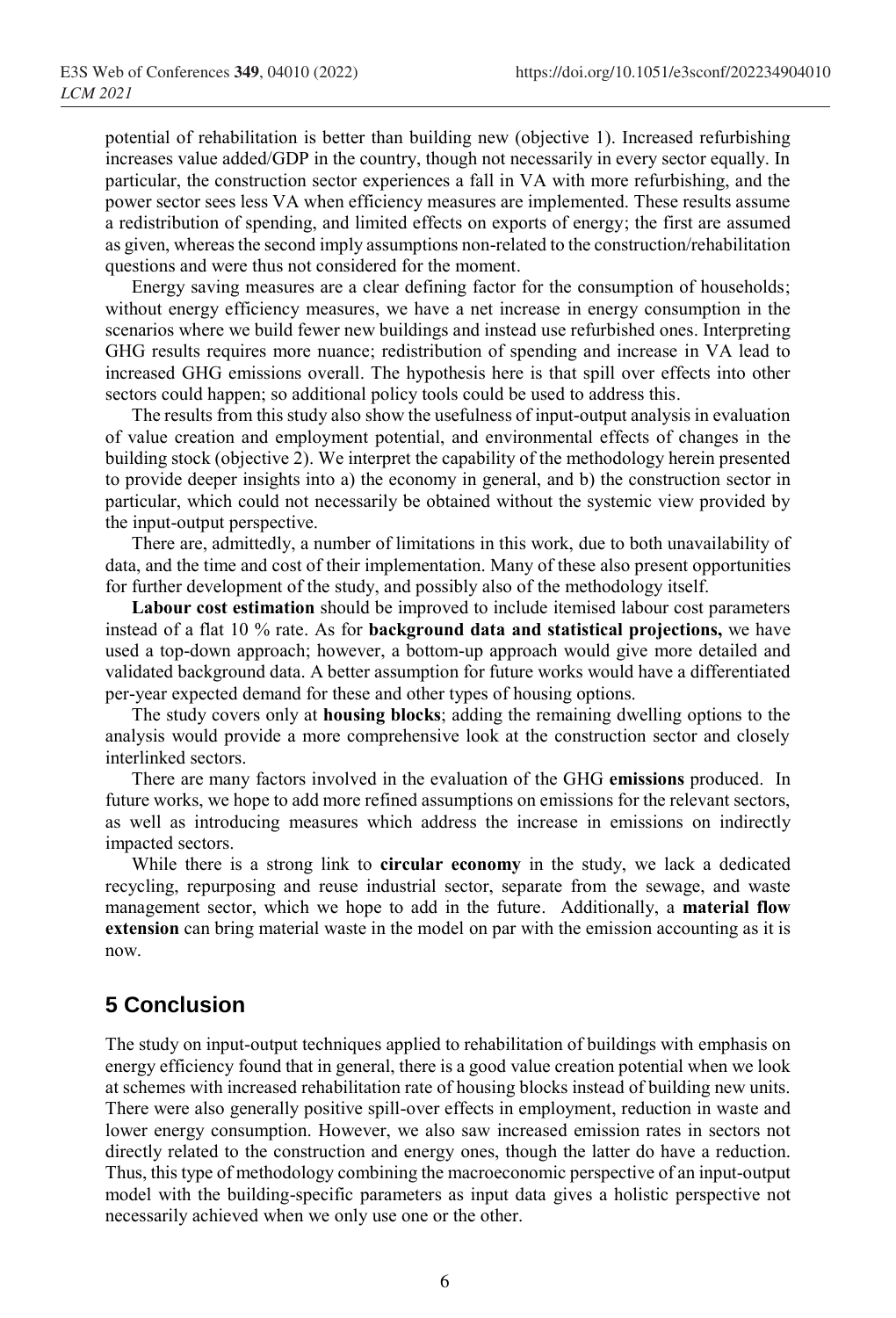potential of rehabilitation is better than building new (objective 1). Increased refurbishing increases value added/GDP in the country, though not necessarily in every sector equally. In particular, the construction sector experiences a fall in VA with more refurbishing, and the power sector sees less VA when efficiency measures are implemented. These results assume a redistribution of spending, and limited effects on exports of energy; the first are assumed as given, whereas the second imply assumptions non-related to the construction/rehabilitation questions and were thus not considered for the moment.

Energy saving measures are a clear defining factor for the consumption of households; without energy efficiency measures, we have a net increase in energy consumption in the scenarios where we build fewer new buildings and instead use refurbished ones. Interpreting GHG results requires more nuance; redistribution of spending and increase in VA lead to increased GHG emissions overall. The hypothesis here is that spill over effects into other sectors could happen; so additional policy tools could be used to address this.

The results from this study also show the usefulness of input-output analysis in evaluation of value creation and employment potential, and environmental effects of changes in the building stock (objective 2). We interpret the capability of the methodology herein presented to provide deeper insights into a) the economy in general, and b) the construction sector in particular, which could not necessarily be obtained without the systemic view provided by the input-output perspective.

There are, admittedly, a number of limitations in this work, due to both unavailability of data, and the time and cost of their implementation. Many of these also present opportunities for further development of the study, and possibly also of the methodology itself.

**Labour cost estimation** should be improved to include itemised labour cost parameters instead of a flat 10 % rate. As for **background data and statistical projections,** we have used a top-down approach; however, a bottom-up approach would give more detailed and validated background data. A better assumption for future works would have a differentiated per-year expected demand for these and other types of housing options.

The study covers only at **housing blocks**; adding the remaining dwelling options to the analysis would provide a more comprehensive look at the construction sector and closely interlinked sectors.

There are many factors involved in the evaluation of the GHG **emissions** produced. In future works, we hope to add more refined assumptions on emissions for the relevant sectors, as well as introducing measures which address the increase in emissions on indirectly impacted sectors.

While there is a strong link to **circular economy** in the study, we lack a dedicated recycling, repurposing and reuse industrial sector, separate from the sewage, and waste management sector, which we hope to add in the future. Additionally, a **material flow extension** can bring material waste in the model on par with the emission accounting as it is now.

## 5 Conclusion

The study on input-output techniques applied to rehabilitation of buildings with emphasis on energy efficiency found that in general, there is a good value creation potential when we look at schemes with increased rehabilitation rate of housing blocks instead of building new units. There were also generally positive spill-over effects in employment, reduction in waste and lower energy consumption. However, we also saw increased emission rates in sectors not directly related to the construction and energy ones, though the latter do have a reduction. Thus, this type of methodology combining the macroeconomic perspective of an input-output model with the building-specific parameters as input data gives a holistic perspective not necessarily achieved when we only use one or the other.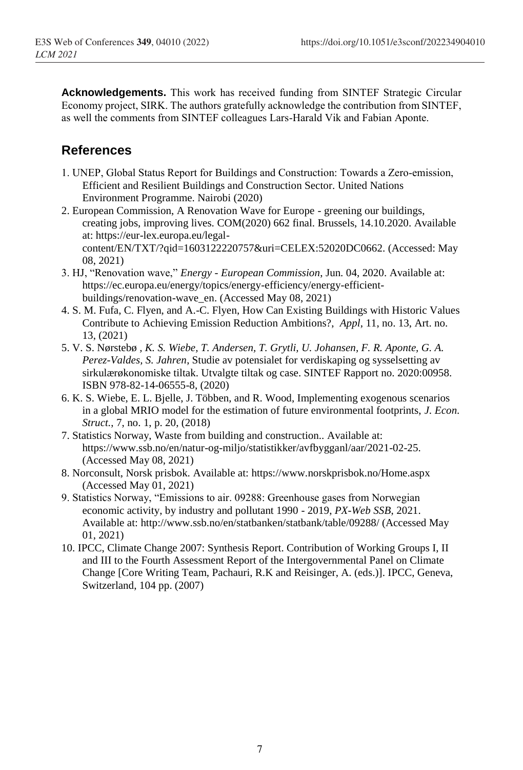**Acknowledgements.** This work has received funding from SINTEF Strategic Circular Economy project, SIRK. The authors gratefully acknowledge the contribution from SINTEF, as well the comments from SINTEF colleagues Lars-Harald Vik and Fabian Aponte.

## References

1. UNEP, Global Status Report for Buildings and Construction: Towards a Zero-emission, Efficient and Resilient Buildings and Construction Sector. United Nations Environment Programme. Nairobi (2020)
2. European Commission, A Renovation Wave for Europe - greening our buildings, creating jobs, improving lives. COM(2020) 662 final. Brussels, 14.10.2020. Available at: https://eur-lex.europa.eu/legal-content/EN/TXT/?qid=1603122220757&uri=CELEX:52020DC0662. (Accessed: May 08, 2021)
3. HJ, "Renovation wave," *Energy - European Commission*, Jun. 04, 2020. Available at: https://ec.europa.eu/energy/topics/energy-efficiency/energy-efficient-buildings/renovation-wave_en. (Accessed May 08, 2021)
4. S. M. Fufa, C. Flyen, and A.-C. Flyen, How Can Existing Buildings with Historic Values Contribute to Achieving Emission Reduction Ambitions?, *Appl*, 11, no. 13, Art. no. 13, (2021)
5. V. S. Nørstebø *, K. S. Wiebe, T. Andersen, T. Grytli, U. Johansen, F. R. Aponte, G. A. Perez-Valdes, S. Jahren*, Studie av potensialet for verdiskaping og sysselsetting av sirkulærøkonomiske tiltak. Utvalgte tiltak og case. SINTEF Rapport no. 2020:00958. ISBN 978-82-14-06555-8, (2020)
6. K. S. Wiebe, E. L. Bjelle, J. Többen, and R. Wood, Implementing exogenous scenarios in a global MRIO model for the estimation of future environmental footprints, *J. Econ. Struct.*, 7, no. 1, p. 20, (2018)
7. Statistics Norway, Waste from building and construction.. Available at: https://www.ssb.no/en/natur-og-miljo/statistikker/avfbygganl/aar/2021-02-25. (Accessed May 08, 2021)
8. Norconsult, Norsk prisbok. Available at: https://www.norskprisbok.no/Home.aspx (Accessed May 01, 2021)
9. Statistics Norway, "Emissions to air. 09288: Greenhouse gases from Norwegian economic activity, by industry and pollutant 1990 - 2019, *PX-Web SSB*, 2021. Available at: http://www.ssb.no/en/statbanken/statbank/table/09288/ (Accessed May 01, 2021)
10. IPCC, Climate Change 2007: Synthesis Report. Contribution of Working Groups I, II and III to the Fourth Assessment Report of the Intergovernmental Panel on Climate Change [Core Writing Team, Pachauri, R.K and Reisinger, A. (eds.)]. IPCC, Geneva, Switzerland, 104 pp. (2007)